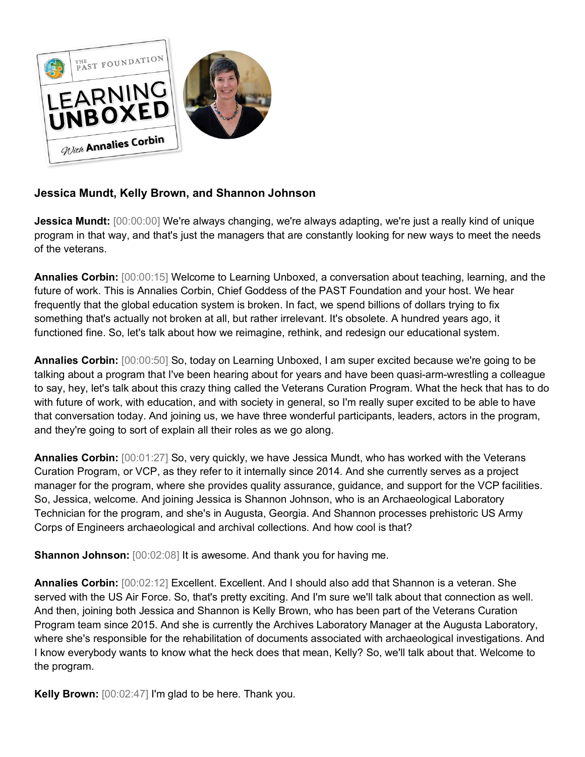**Jessica Mundt, Kelly Brown, and Shannon Johnson**

**Jessica Mundt:** [00:00:00] We're always changing, we're always adapting, we're just a really kind of unique program in that way, and that's just the managers that are constantly looking for new ways to meet the needs of the veterans.

**Annalies Corbin:** [00:00:15] Welcome to Learning Unboxed, a conversation about teaching, learning, and the future of work. This is Annalies Corbin, Chief Goddess of the PAST Foundation and your host. We hear frequently that the global education system is broken. In fact, we spend billions of dollars trying to fix something that's actually not broken at all, but rather irrelevant. It's obsolete. A hundred years ago, it functioned fine. So, let's talk about how we reimagine, rethink, and redesign our educational system.

**Annalies Corbin:** [00:00:50] So, today on Learning Unboxed, I am super excited because we're going to be talking about a program that I've been hearing about for years and have been quasi-arm-wrestling a colleague to say, hey, let's talk about this crazy thing called the Veterans Curation Program. What the heck that has to do with future of work, with education, and with society in general, so I'm really super excited to be able to have that conversation today. And joining us, we have three wonderful participants, leaders, actors in the program, and they're going to sort of explain all their roles as we go along.

**Annalies Corbin:** [00:01:27] So, very quickly, we have Jessica Mundt, who has worked with the Veterans Curation Program, or VCP, as they refer to it internally since 2014. And she currently serves as a project manager for the program, where she provides quality assurance, guidance, and support for the VCP facilities. So, Jessica, welcome. And joining Jessica is Shannon Johnson, who is an Archaeological Laboratory Technician for the program, and she's in Augusta, Georgia. And Shannon processes prehistoric US Army Corps of Engineers archaeological and archival collections. And how cool is that?

**Shannon Johnson:** [00:02:08] It is awesome. And thank you for having me.

**Annalies Corbin:** [00:02:12] Excellent. Excellent. And I should also add that Shannon is a veteran. She served with the US Air Force. So, that's pretty exciting. And I'm sure we'll talk about that connection as well. And then, joining both Jessica and Shannon is Kelly Brown, who has been part of the Veterans Curation Program team since 2015. And she is currently the Archives Laboratory Manager at the Augusta Laboratory, where she's responsible for the rehabilitation of documents associated with archaeological investigations. And I know everybody wants to know what the heck does that mean, Kelly? So, we'll talk about that. Welcome to the program.

**Kelly Brown:** [00:02:47] I'm glad to be here. Thank you.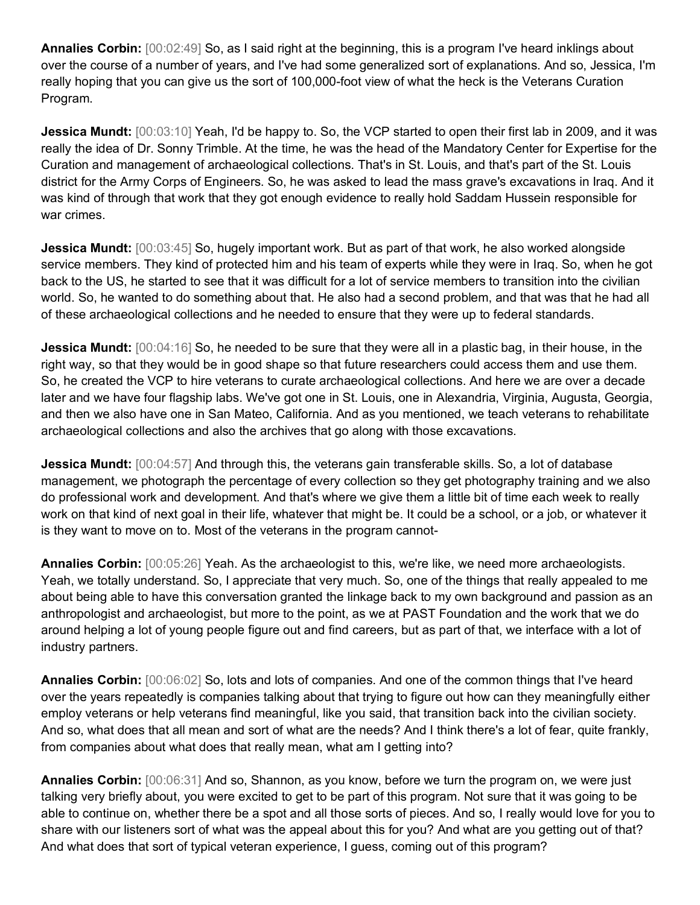**Annalies Corbin:** [00:02:49] So, as I said right at the beginning, this is a program I've heard inklings about over the course of a number of years, and I've had some generalized sort of explanations. And so, Jessica, I'm really hoping that you can give us the sort of 100,000-foot view of what the heck is the Veterans Curation Program.

**Jessica Mundt:** [00:03:10] Yeah, I'd be happy to. So, the VCP started to open their first lab in 2009, and it was really the idea of Dr. Sonny Trimble. At the time, he was the head of the Mandatory Center for Expertise for the Curation and management of archaeological collections. That's in St. Louis, and that's part of the St. Louis district for the Army Corps of Engineers. So, he was asked to lead the mass grave's excavations in Iraq. And it was kind of through that work that they got enough evidence to really hold Saddam Hussein responsible for war crimes.

**Jessica Mundt:** [00:03:45] So, hugely important work. But as part of that work, he also worked alongside service members. They kind of protected him and his team of experts while they were in Iraq. So, when he got back to the US, he started to see that it was difficult for a lot of service members to transition into the civilian world. So, he wanted to do something about that. He also had a second problem, and that was that he had all of these archaeological collections and he needed to ensure that they were up to federal standards.

**Jessica Mundt:** [00:04:16] So, he needed to be sure that they were all in a plastic bag, in their house, in the right way, so that they would be in good shape so that future researchers could access them and use them. So, he created the VCP to hire veterans to curate archaeological collections. And here we are over a decade later and we have four flagship labs. We've got one in St. Louis, one in Alexandria, Virginia, Augusta, Georgia, and then we also have one in San Mateo, California. And as you mentioned, we teach veterans to rehabilitate archaeological collections and also the archives that go along with those excavations.

**Jessica Mundt:** [00:04:57] And through this, the veterans gain transferable skills. So, a lot of database management, we photograph the percentage of every collection so they get photography training and we also do professional work and development. And that's where we give them a little bit of time each week to really work on that kind of next goal in their life, whatever that might be. It could be a school, or a job, or whatever it is they want to move on to. Most of the veterans in the program cannot-

**Annalies Corbin:** [00:05:26] Yeah. As the archaeologist to this, we're like, we need more archaeologists. Yeah, we totally understand. So, I appreciate that very much. So, one of the things that really appealed to me about being able to have this conversation granted the linkage back to my own background and passion as an anthropologist and archaeologist, but more to the point, as we at PAST Foundation and the work that we do around helping a lot of young people figure out and find careers, but as part of that, we interface with a lot of industry partners.

**Annalies Corbin:** [00:06:02] So, lots and lots of companies. And one of the common things that I've heard over the years repeatedly is companies talking about that trying to figure out how can they meaningfully either employ veterans or help veterans find meaningful, like you said, that transition back into the civilian society. And so, what does that all mean and sort of what are the needs? And I think there's a lot of fear, quite frankly, from companies about what does that really mean, what am I getting into?

**Annalies Corbin:** [00:06:31] And so, Shannon, as you know, before we turn the program on, we were just talking very briefly about, you were excited to get to be part of this program. Not sure that it was going to be able to continue on, whether there be a spot and all those sorts of pieces. And so, I really would love for you to share with our listeners sort of what was the appeal about this for you? And what are you getting out of that? And what does that sort of typical veteran experience, I guess, coming out of this program?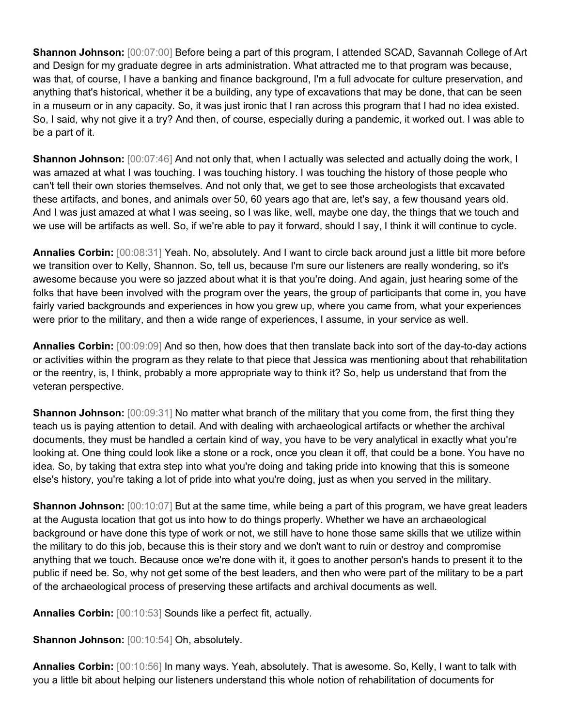**Shannon Johnson:** [00:07:00] Before being a part of this program, I attended SCAD, Savannah College of Art and Design for my graduate degree in arts administration. What attracted me to that program was because, was that, of course, I have a banking and finance background, I'm a full advocate for culture preservation, and anything that's historical, whether it be a building, any type of excavations that may be done, that can be seen in a museum or in any capacity. So, it was just ironic that I ran across this program that I had no idea existed. So, I said, why not give it a try? And then, of course, especially during a pandemic, it worked out. I was able to be a part of it.

**Shannon Johnson:** [00:07:46] And not only that, when I actually was selected and actually doing the work, I was amazed at what I was touching. I was touching history. I was touching the history of those people who can't tell their own stories themselves. And not only that, we get to see those archeologists that excavated these artifacts, and bones, and animals over 50, 60 years ago that are, let's say, a few thousand years old. And I was just amazed at what I was seeing, so I was like, well, maybe one day, the things that we touch and we use will be artifacts as well. So, if we're able to pay it forward, should I say, I think it will continue to cycle.

**Annalies Corbin:** [00:08:31] Yeah. No, absolutely. And I want to circle back around just a little bit more before we transition over to Kelly, Shannon. So, tell us, because I'm sure our listeners are really wondering, so it's awesome because you were so jazzed about what it is that you're doing. And again, just hearing some of the folks that have been involved with the program over the years, the group of participants that come in, you have fairly varied backgrounds and experiences in how you grew up, where you came from, what your experiences were prior to the military, and then a wide range of experiences, I assume, in your service as well.

**Annalies Corbin:** [00:09:09] And so then, how does that then translate back into sort of the day-to-day actions or activities within the program as they relate to that piece that Jessica was mentioning about that rehabilitation or the reentry, is, I think, probably a more appropriate way to think it? So, help us understand that from the veteran perspective.

**Shannon Johnson:** [00:09:31] No matter what branch of the military that you come from, the first thing they teach us is paying attention to detail. And with dealing with archaeological artifacts or whether the archival documents, they must be handled a certain kind of way, you have to be very analytical in exactly what you're looking at. One thing could look like a stone or a rock, once you clean it off, that could be a bone. You have no idea. So, by taking that extra step into what you're doing and taking pride into knowing that this is someone else's history, you're taking a lot of pride into what you're doing, just as when you served in the military.

**Shannon Johnson:** [00:10:07] But at the same time, while being a part of this program, we have great leaders at the Augusta location that got us into how to do things properly. Whether we have an archaeological background or have done this type of work or not, we still have to hone those same skills that we utilize within the military to do this job, because this is their story and we don't want to ruin or destroy and compromise anything that we touch. Because once we're done with it, it goes to another person's hands to present it to the public if need be. So, why not get some of the best leaders, and then who were part of the military to be a part of the archaeological process of preserving these artifacts and archival documents as well.

**Annalies Corbin:** [00:10:53] Sounds like a perfect fit, actually.

**Shannon Johnson:** [00:10:54] Oh, absolutely.

**Annalies Corbin:** [00:10:56] In many ways. Yeah, absolutely. That is awesome. So, Kelly, I want to talk with you a little bit about helping our listeners understand this whole notion of rehabilitation of documents for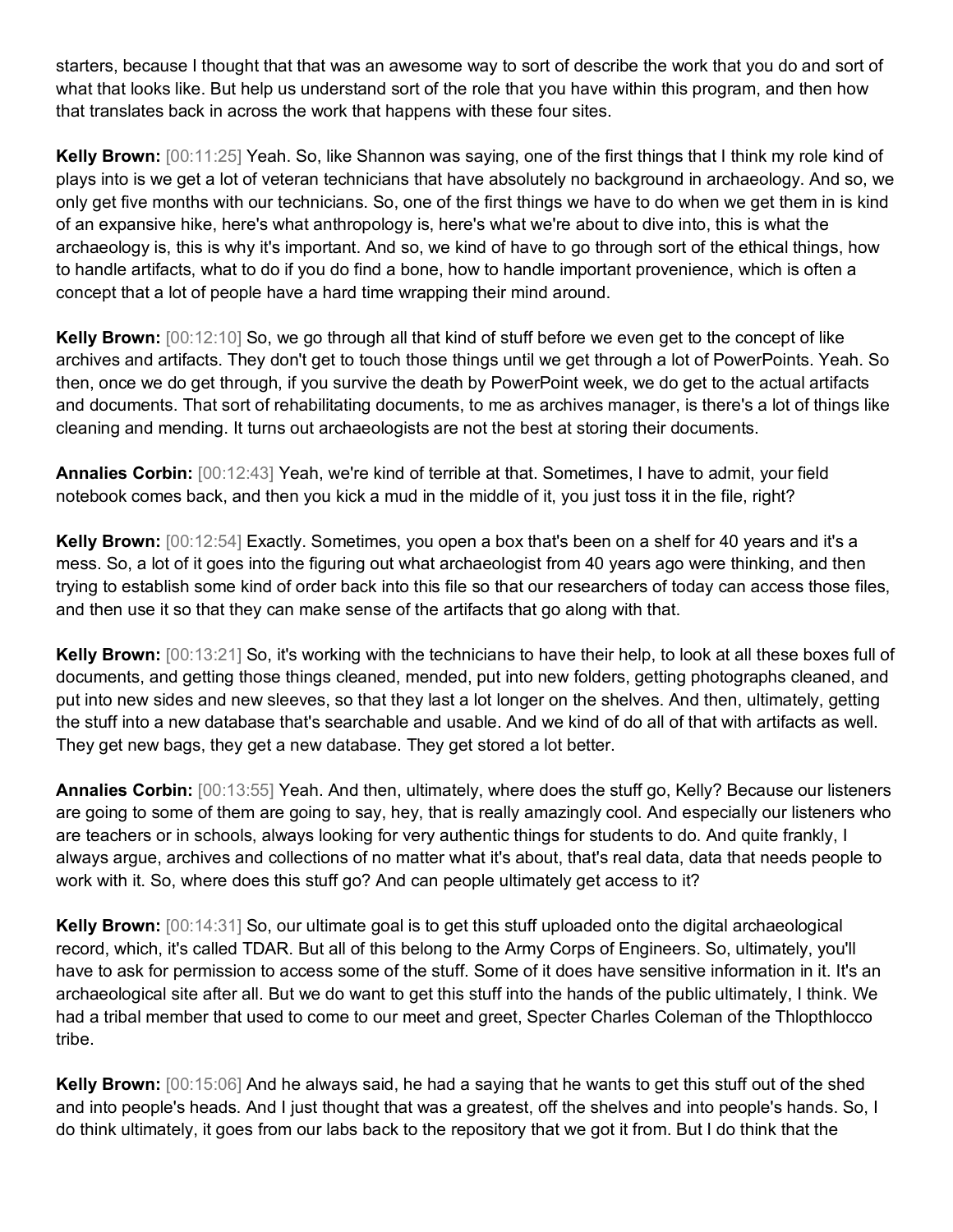starters, because I thought that that was an awesome way to sort of describe the work that you do and sort of what that looks like. But help us understand sort of the role that you have within this program, and then how that translates back in across the work that happens with these four sites.

**Kelly Brown:** [00:11:25] Yeah. So, like Shannon was saying, one of the first things that I think my role kind of plays into is we get a lot of veteran technicians that have absolutely no background in archaeology. And so, we only get five months with our technicians. So, one of the first things we have to do when we get them in is kind of an expansive hike, here's what anthropology is, here's what we're about to dive into, this is what the archaeology is, this is why it's important. And so, we kind of have to go through sort of the ethical things, how to handle artifacts, what to do if you do find a bone, how to handle important provenience, which is often a concept that a lot of people have a hard time wrapping their mind around.

**Kelly Brown:** [00:12:10] So, we go through all that kind of stuff before we even get to the concept of like archives and artifacts. They don't get to touch those things until we get through a lot of PowerPoints. Yeah. So then, once we do get through, if you survive the death by PowerPoint week, we do get to the actual artifacts and documents. That sort of rehabilitating documents, to me as archives manager, is there's a lot of things like cleaning and mending. It turns out archaeologists are not the best at storing their documents.

**Annalies Corbin:** [00:12:43] Yeah, we're kind of terrible at that. Sometimes, I have to admit, your field notebook comes back, and then you kick a mud in the middle of it, you just toss it in the file, right?

**Kelly Brown:** [00:12:54] Exactly. Sometimes, you open a box that's been on a shelf for 40 years and it's a mess. So, a lot of it goes into the figuring out what archaeologist from 40 years ago were thinking, and then trying to establish some kind of order back into this file so that our researchers of today can access those files, and then use it so that they can make sense of the artifacts that go along with that.

**Kelly Brown:** [00:13:21] So, it's working with the technicians to have their help, to look at all these boxes full of documents, and getting those things cleaned, mended, put into new folders, getting photographs cleaned, and put into new sides and new sleeves, so that they last a lot longer on the shelves. And then, ultimately, getting the stuff into a new database that's searchable and usable. And we kind of do all of that with artifacts as well. They get new bags, they get a new database. They get stored a lot better.

**Annalies Corbin:** [00:13:55] Yeah. And then, ultimately, where does the stuff go, Kelly? Because our listeners are going to some of them are going to say, hey, that is really amazingly cool. And especially our listeners who are teachers or in schools, always looking for very authentic things for students to do. And quite frankly, I always argue, archives and collections of no matter what it's about, that's real data, data that needs people to work with it. So, where does this stuff go? And can people ultimately get access to it?

**Kelly Brown:** [00:14:31] So, our ultimate goal is to get this stuff uploaded onto the digital archaeological record, which, it's called TDAR. But all of this belong to the Army Corps of Engineers. So, ultimately, you'll have to ask for permission to access some of the stuff. Some of it does have sensitive information in it. It's an archaeological site after all. But we do want to get this stuff into the hands of the public ultimately, I think. We had a tribal member that used to come to our meet and greet, Specter Charles Coleman of the Thlopthlocco tribe.

**Kelly Brown:** [00:15:06] And he always said, he had a saying that he wants to get this stuff out of the shed and into people's heads. And I just thought that was a greatest, off the shelves and into people's hands. So, I do think ultimately, it goes from our labs back to the repository that we got it from. But I do think that the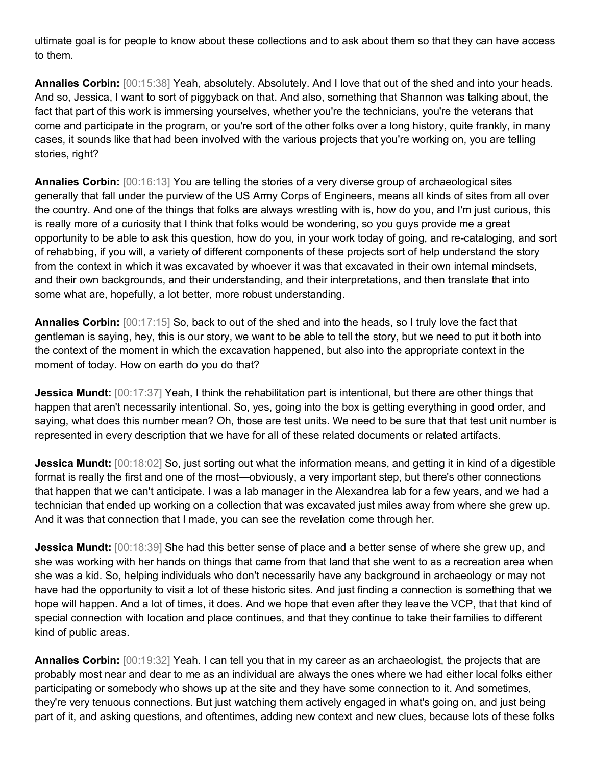ultimate goal is for people to know about these collections and to ask about them so that they can have access to them.

**Annalies Corbin:** [00:15:38] Yeah, absolutely. Absolutely. And I love that out of the shed and into your heads. And so, Jessica, I want to sort of piggyback on that. And also, something that Shannon was talking about, the fact that part of this work is immersing yourselves, whether you're the technicians, you're the veterans that come and participate in the program, or you're sort of the other folks over a long history, quite frankly, in many cases, it sounds like that had been involved with the various projects that you're working on, you are telling stories, right?

**Annalies Corbin:** [00:16:13] You are telling the stories of a very diverse group of archaeological sites generally that fall under the purview of the US Army Corps of Engineers, means all kinds of sites from all over the country. And one of the things that folks are always wrestling with is, how do you, and I'm just curious, this is really more of a curiosity that I think that folks would be wondering, so you guys provide me a great opportunity to be able to ask this question, how do you, in your work today of going, and re-cataloging, and sort of rehabbing, if you will, a variety of different components of these projects sort of help understand the story from the context in which it was excavated by whoever it was that excavated in their own internal mindsets, and their own backgrounds, and their understanding, and their interpretations, and then translate that into some what are, hopefully, a lot better, more robust understanding.

**Annalies Corbin:** [00:17:15] So, back to out of the shed and into the heads, so I truly love the fact that gentleman is saying, hey, this is our story, we want to be able to tell the story, but we need to put it both into the context of the moment in which the excavation happened, but also into the appropriate context in the moment of today. How on earth do you do that?

**Jessica Mundt:** [00:17:37] Yeah, I think the rehabilitation part is intentional, but there are other things that happen that aren't necessarily intentional. So, yes, going into the box is getting everything in good order, and saying, what does this number mean? Oh, those are test units. We need to be sure that that test unit number is represented in every description that we have for all of these related documents or related artifacts.

**Jessica Mundt:** [00:18:02] So, just sorting out what the information means, and getting it in kind of a digestible format is really the first and one of the most—obviously, a very important step, but there's other connections that happen that we can't anticipate. I was a lab manager in the Alexandrea lab for a few years, and we had a technician that ended up working on a collection that was excavated just miles away from where she grew up. And it was that connection that I made, you can see the revelation come through her.

**Jessica Mundt:** [00:18:39] She had this better sense of place and a better sense of where she grew up, and she was working with her hands on things that came from that land that she went to as a recreation area when she was a kid. So, helping individuals who don't necessarily have any background in archaeology or may not have had the opportunity to visit a lot of these historic sites. And just finding a connection is something that we hope will happen. And a lot of times, it does. And we hope that even after they leave the VCP, that that kind of special connection with location and place continues, and that they continue to take their families to different kind of public areas.

**Annalies Corbin:** [00:19:32] Yeah. I can tell you that in my career as an archaeologist, the projects that are probably most near and dear to me as an individual are always the ones where we had either local folks either participating or somebody who shows up at the site and they have some connection to it. And sometimes, they're very tenuous connections. But just watching them actively engaged in what's going on, and just being part of it, and asking questions, and oftentimes, adding new context and new clues, because lots of these folks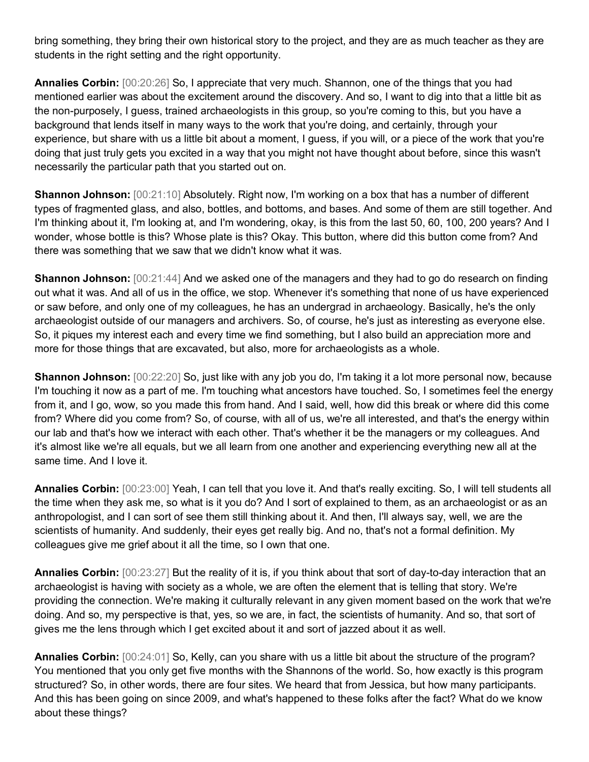bring something, they bring their own historical story to the project, and they are as much teacher as they are students in the right setting and the right opportunity.

**Annalies Corbin:** [00:20:26] So, I appreciate that very much. Shannon, one of the things that you had mentioned earlier was about the excitement around the discovery. And so, I want to dig into that a little bit as the non-purposely, I guess, trained archaeologists in this group, so you're coming to this, but you have a background that lends itself in many ways to the work that you're doing, and certainly, through your experience, but share with us a little bit about a moment, I guess, if you will, or a piece of the work that you're doing that just truly gets you excited in a way that you might not have thought about before, since this wasn't necessarily the particular path that you started out on.

**Shannon Johnson:** [00:21:10] Absolutely. Right now, I'm working on a box that has a number of different types of fragmented glass, and also, bottles, and bottoms, and bases. And some of them are still together. And I'm thinking about it, I'm looking at, and I'm wondering, okay, is this from the last 50, 60, 100, 200 years? And I wonder, whose bottle is this? Whose plate is this? Okay. This button, where did this button come from? And there was something that we saw that we didn't know what it was.

**Shannon Johnson:** [00:21:44] And we asked one of the managers and they had to go do research on finding out what it was. And all of us in the office, we stop. Whenever it's something that none of us have experienced or saw before, and only one of my colleagues, he has an undergrad in archaeology. Basically, he's the only archaeologist outside of our managers and archivers. So, of course, he's just as interesting as everyone else. So, it piques my interest each and every time we find something, but I also build an appreciation more and more for those things that are excavated, but also, more for archaeologists as a whole.

**Shannon Johnson:** [00:22:20] So, just like with any job you do, I'm taking it a lot more personal now, because I'm touching it now as a part of me. I'm touching what ancestors have touched. So, I sometimes feel the energy from it, and I go, wow, so you made this from hand. And I said, well, how did this break or where did this come from? Where did you come from? So, of course, with all of us, we're all interested, and that's the energy within our lab and that's how we interact with each other. That's whether it be the managers or my colleagues. And it's almost like we're all equals, but we all learn from one another and experiencing everything new all at the same time. And I love it.

**Annalies Corbin:** [00:23:00] Yeah, I can tell that you love it. And that's really exciting. So, I will tell students all the time when they ask me, so what is it you do? And I sort of explained to them, as an archaeologist or as an anthropologist, and I can sort of see them still thinking about it. And then, I'll always say, well, we are the scientists of humanity. And suddenly, their eyes get really big. And no, that's not a formal definition. My colleagues give me grief about it all the time, so I own that one.

**Annalies Corbin:** [00:23:27] But the reality of it is, if you think about that sort of day-to-day interaction that an archaeologist is having with society as a whole, we are often the element that is telling that story. We're providing the connection. We're making it culturally relevant in any given moment based on the work that we're doing. And so, my perspective is that, yes, so we are, in fact, the scientists of humanity. And so, that sort of gives me the lens through which I get excited about it and sort of jazzed about it as well.

**Annalies Corbin:** [00:24:01] So, Kelly, can you share with us a little bit about the structure of the program? You mentioned that you only get five months with the Shannons of the world. So, how exactly is this program structured? So, in other words, there are four sites. We heard that from Jessica, but how many participants. And this has been going on since 2009, and what's happened to these folks after the fact? What do we know about these things?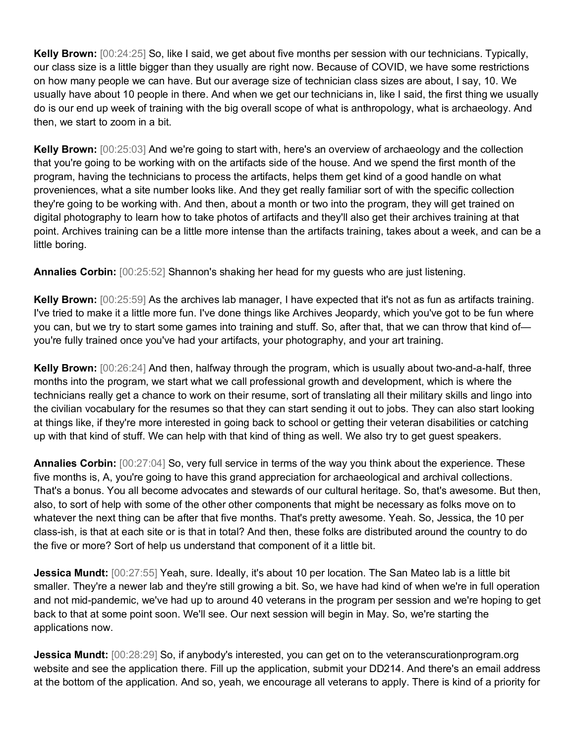**Kelly Brown:** [00:24:25] So, like I said, we get about five months per session with our technicians. Typically, our class size is a little bigger than they usually are right now. Because of COVID, we have some restrictions on how many people we can have. But our average size of technician class sizes are about, I say, 10. We usually have about 10 people in there. And when we get our technicians in, like I said, the first thing we usually do is our end up week of training with the big overall scope of what is anthropology, what is archaeology. And then, we start to zoom in a bit.

**Kelly Brown:** [00:25:03] And we're going to start with, here's an overview of archaeology and the collection that you're going to be working with on the artifacts side of the house. And we spend the first month of the program, having the technicians to process the artifacts, helps them get kind of a good handle on what proveniences, what a site number looks like. And they get really familiar sort of with the specific collection they're going to be working with. And then, about a month or two into the program, they will get trained on digital photography to learn how to take photos of artifacts and they'll also get their archives training at that point. Archives training can be a little more intense than the artifacts training, takes about a week, and can be a little boring.

**Annalies Corbin:** [00:25:52] Shannon's shaking her head for my guests who are just listening.

**Kelly Brown:** [00:25:59] As the archives lab manager, I have expected that it's not as fun as artifacts training. I've tried to make it a little more fun. I've done things like Archives Jeopardy, which you've got to be fun where you can, but we try to start some games into training and stuff. So, after that, that we can throw that kind of— you're fully trained once you've had your artifacts, your photography, and your art training.

**Kelly Brown:** [00:26:24] And then, halfway through the program, which is usually about two-and-a-half, three months into the program, we start what we call professional growth and development, which is where the technicians really get a chance to work on their resume, sort of translating all their military skills and lingo into the civilian vocabulary for the resumes so that they can start sending it out to jobs. They can also start looking at things like, if they're more interested in going back to school or getting their veteran disabilities or catching up with that kind of stuff. We can help with that kind of thing as well. We also try to get guest speakers.

**Annalies Corbin:** [00:27:04] So, very full service in terms of the way you think about the experience. These five months is, A, you're going to have this grand appreciation for archaeological and archival collections. That's a bonus. You all become advocates and stewards of our cultural heritage. So, that's awesome. But then, also, to sort of help with some of the other other components that might be necessary as folks move on to whatever the next thing can be after that five months. That's pretty awesome. Yeah. So, Jessica, the 10 per class-ish, is that at each site or is that in total? And then, these folks are distributed around the country to do the five or more? Sort of help us understand that component of it a little bit.

**Jessica Mundt:** [00:27:55] Yeah, sure. Ideally, it's about 10 per location. The San Mateo lab is a little bit smaller. They're a newer lab and they're still growing a bit. So, we have had kind of when we're in full operation and not mid-pandemic, we've had up to around 40 veterans in the program per session and we're hoping to get back to that at some point soon. We'll see. Our next session will begin in May. So, we're starting the applications now.

**Jessica Mundt:** [00:28:29] So, if anybody's interested, you can get on to the veteranscurationprogram.org website and see the application there. Fill up the application, submit your DD214. And there's an email address at the bottom of the application. And so, yeah, we encourage all veterans to apply. There is kind of a priority for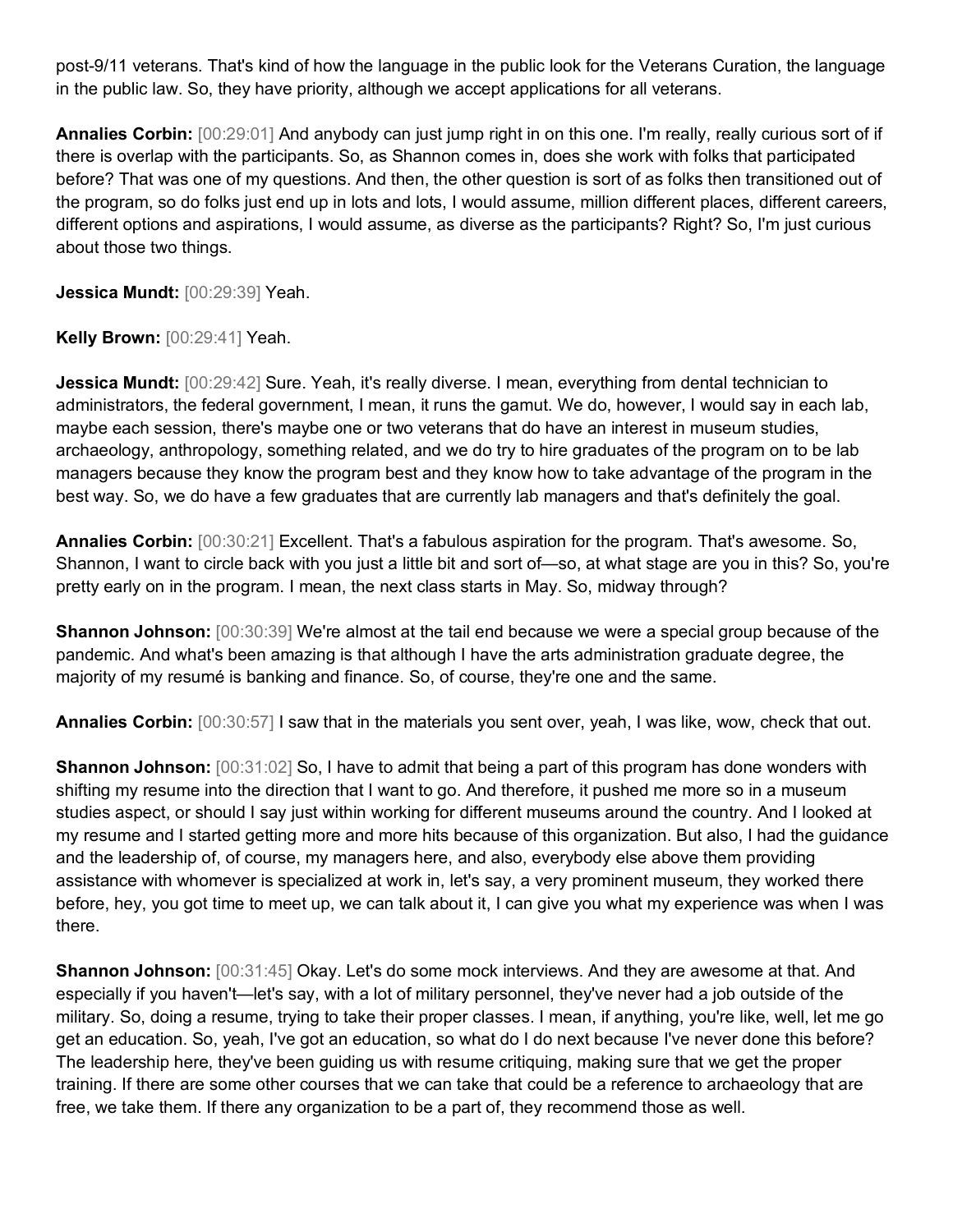post-9/11 veterans. That's kind of how the language in the public look for the Veterans Curation, the language in the public law. So, they have priority, although we accept applications for all veterans.

**Annalies Corbin:** [00:29:01] And anybody can just jump right in on this one. I'm really, really curious sort of if there is overlap with the participants. So, as Shannon comes in, does she work with folks that participated before? That was one of my questions. And then, the other question is sort of as folks then transitioned out of the program, so do folks just end up in lots and lots, I would assume, million different places, different careers, different options and aspirations, I would assume, as diverse as the participants? Right? So, I'm just curious about those two things.

**Jessica Mundt:** [00:29:39] Yeah.

**Kelly Brown:** [00:29:41] Yeah.

**Jessica Mundt:** [00:29:42] Sure. Yeah, it's really diverse. I mean, everything from dental technician to administrators, the federal government, I mean, it runs the gamut. We do, however, I would say in each lab, maybe each session, there's maybe one or two veterans that do have an interest in museum studies, archaeology, anthropology, something related, and we do try to hire graduates of the program on to be lab managers because they know the program best and they know how to take advantage of the program in the best way. So, we do have a few graduates that are currently lab managers and that's definitely the goal.

**Annalies Corbin:** [00:30:21] Excellent. That's a fabulous aspiration for the program. That's awesome. So, Shannon, I want to circle back with you just a little bit and sort of—so, at what stage are you in this? So, you're pretty early on in the program. I mean, the next class starts in May. So, midway through?

**Shannon Johnson:** [00:30:39] We're almost at the tail end because we were a special group because of the pandemic. And what's been amazing is that although I have the arts administration graduate degree, the majority of my resumé is banking and finance. So, of course, they're one and the same.

**Annalies Corbin:** [00:30:57] I saw that in the materials you sent over, yeah, I was like, wow, check that out.

**Shannon Johnson:** [00:31:02] So, I have to admit that being a part of this program has done wonders with shifting my resume into the direction that I want to go. And therefore, it pushed me more so in a museum studies aspect, or should I say just within working for different museums around the country. And I looked at my resume and I started getting more and more hits because of this organization. But also, I had the guidance and the leadership of, of course, my managers here, and also, everybody else above them providing assistance with whomever is specialized at work in, let's say, a very prominent museum, they worked there before, hey, you got time to meet up, we can talk about it, I can give you what my experience was when I was there.

**Shannon Johnson:** [00:31:45] Okay. Let's do some mock interviews. And they are awesome at that. And especially if you haven't—let's say, with a lot of military personnel, they've never had a job outside of the military. So, doing a resume, trying to take their proper classes. I mean, if anything, you're like, well, let me go get an education. So, yeah, I've got an education, so what do I do next because I've never done this before? The leadership here, they've been guiding us with resume critiquing, making sure that we get the proper training. If there are some other courses that we can take that could be a reference to archaeology that are free, we take them. If there any organization to be a part of, they recommend those as well.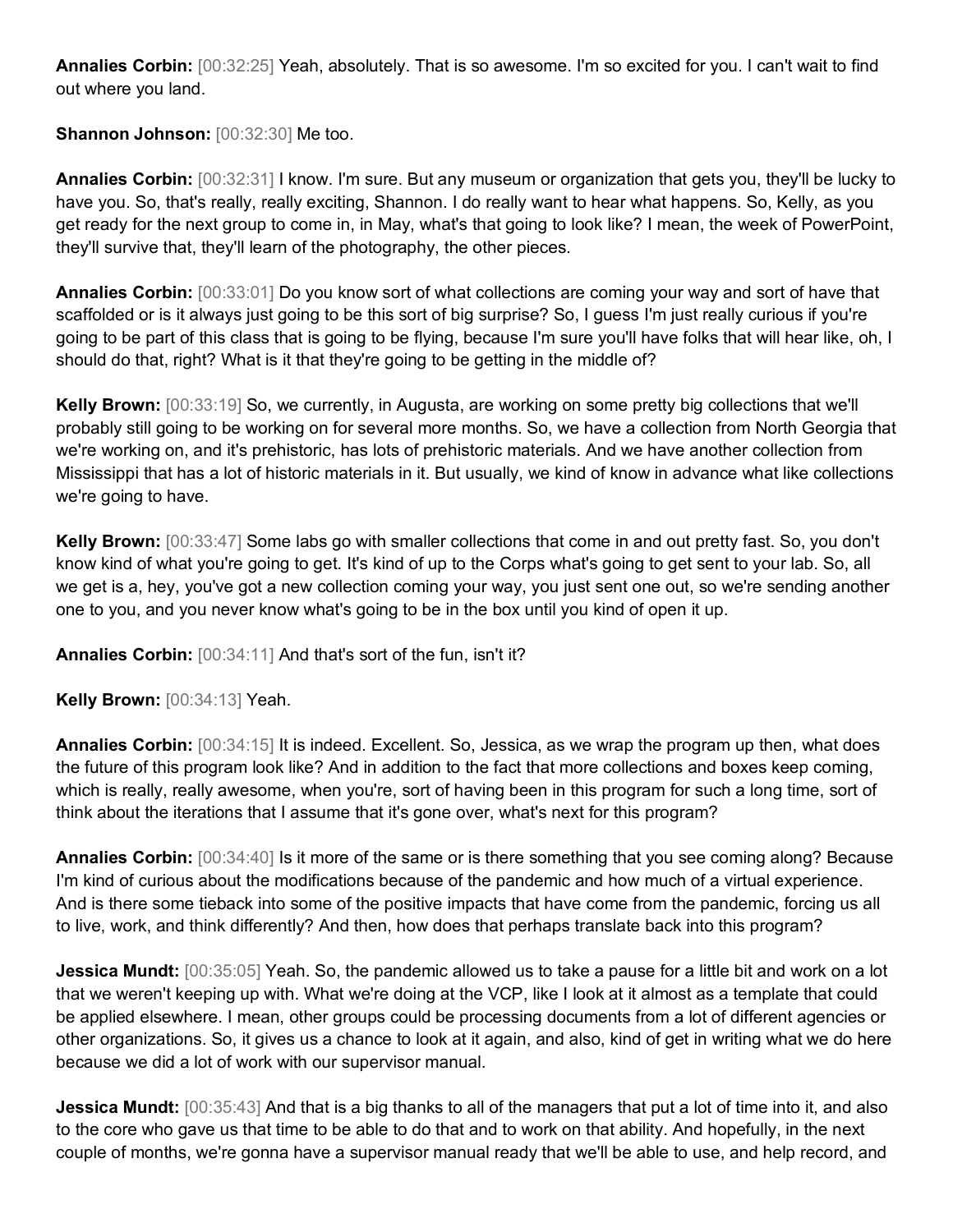**Annalies Corbin:** [00:32:25] Yeah, absolutely. That is so awesome. I'm so excited for you. I can't wait to find out where you land.

**Shannon Johnson:** [00:32:30] Me too.

**Annalies Corbin:** [00:32:31] I know. I'm sure. But any museum or organization that gets you, they'll be lucky to have you. So, that's really, really exciting, Shannon. I do really want to hear what happens. So, Kelly, as you get ready for the next group to come in, in May, what's that going to look like? I mean, the week of PowerPoint, they'll survive that, they'll learn of the photography, the other pieces.

**Annalies Corbin:** [00:33:01] Do you know sort of what collections are coming your way and sort of have that scaffolded or is it always just going to be this sort of big surprise? So, I guess I'm just really curious if you're going to be part of this class that is going to be flying, because I'm sure you'll have folks that will hear like, oh, I should do that, right? What is it that they're going to be getting in the middle of?

**Kelly Brown:** [00:33:19] So, we currently, in Augusta, are working on some pretty big collections that we'll probably still going to be working on for several more months. So, we have a collection from North Georgia that we're working on, and it's prehistoric, has lots of prehistoric materials. And we have another collection from Mississippi that has a lot of historic materials in it. But usually, we kind of know in advance what like collections we're going to have.

**Kelly Brown:** [00:33:47] Some labs go with smaller collections that come in and out pretty fast. So, you don't know kind of what you're going to get. It's kind of up to the Corps what's going to get sent to your lab. So, all we get is a, hey, you've got a new collection coming your way, you just sent one out, so we're sending another one to you, and you never know what's going to be in the box until you kind of open it up.

**Annalies Corbin:** [00:34:11] And that's sort of the fun, isn't it?

**Kelly Brown:** [00:34:13] Yeah.

**Annalies Corbin:** [00:34:15] It is indeed. Excellent. So, Jessica, as we wrap the program up then, what does the future of this program look like? And in addition to the fact that more collections and boxes keep coming, which is really, really awesome, when you're, sort of having been in this program for such a long time, sort of think about the iterations that I assume that it's gone over, what's next for this program?

**Annalies Corbin:** [00:34:40] Is it more of the same or is there something that you see coming along? Because I'm kind of curious about the modifications because of the pandemic and how much of a virtual experience. And is there some tieback into some of the positive impacts that have come from the pandemic, forcing us all to live, work, and think differently? And then, how does that perhaps translate back into this program?

**Jessica Mundt:** [00:35:05] Yeah. So, the pandemic allowed us to take a pause for a little bit and work on a lot that we weren't keeping up with. What we're doing at the VCP, like I look at it almost as a template that could be applied elsewhere. I mean, other groups could be processing documents from a lot of different agencies or other organizations. So, it gives us a chance to look at it again, and also, kind of get in writing what we do here because we did a lot of work with our supervisor manual.

**Jessica Mundt:** [00:35:43] And that is a big thanks to all of the managers that put a lot of time into it, and also to the core who gave us that time to be able to do that and to work on that ability. And hopefully, in the next couple of months, we're gonna have a supervisor manual ready that we'll be able to use, and help record, and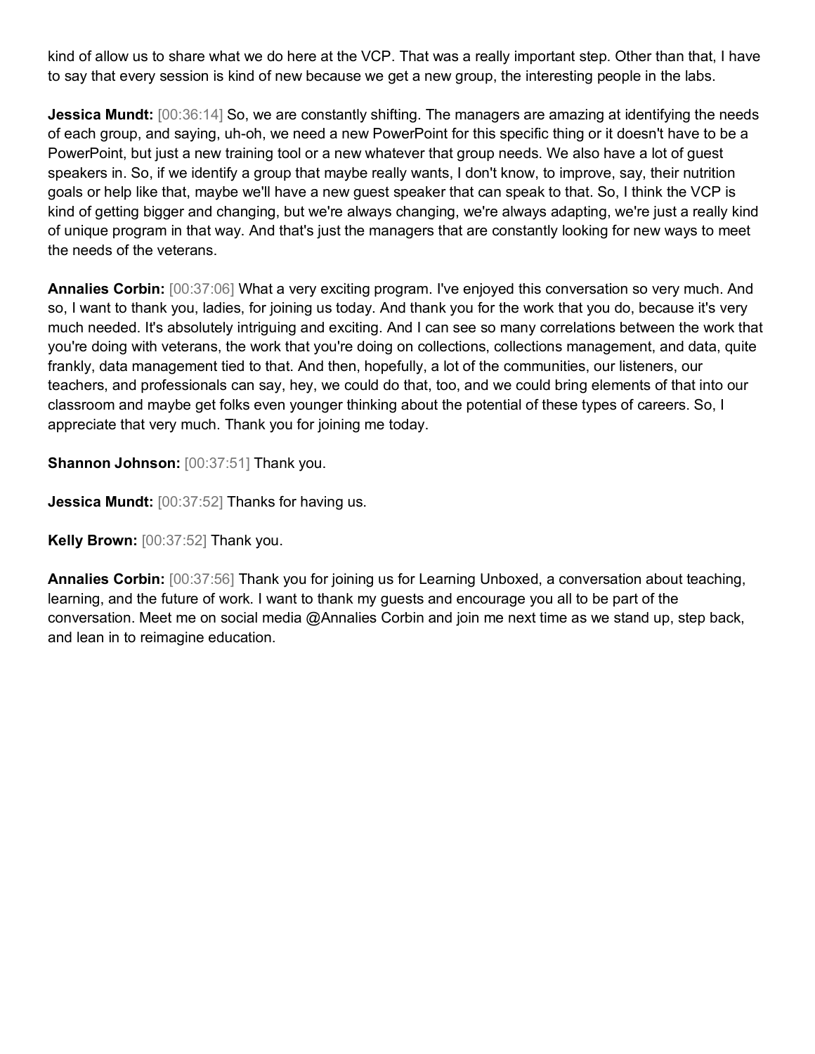kind of allow us to share what we do here at the VCP. That was a really important step. Other than that, I have to say that every session is kind of new because we get a new group, the interesting people in the labs.

**Jessica Mundt:** [00:36:14] So, we are constantly shifting. The managers are amazing at identifying the needs of each group, and saying, uh-oh, we need a new PowerPoint for this specific thing or it doesn't have to be a PowerPoint, but just a new training tool or a new whatever that group needs. We also have a lot of guest speakers in. So, if we identify a group that maybe really wants, I don't know, to improve, say, their nutrition goals or help like that, maybe we'll have a new guest speaker that can speak to that. So, I think the VCP is kind of getting bigger and changing, but we're always changing, we're always adapting, we're just a really kind of unique program in that way. And that's just the managers that are constantly looking for new ways to meet the needs of the veterans.

**Annalies Corbin:** [00:37:06] What a very exciting program. I've enjoyed this conversation so very much. And so, I want to thank you, ladies, for joining us today. And thank you for the work that you do, because it's very much needed. It's absolutely intriguing and exciting. And I can see so many correlations between the work that you're doing with veterans, the work that you're doing on collections, collections management, and data, quite frankly, data management tied to that. And then, hopefully, a lot of the communities, our listeners, our teachers, and professionals can say, hey, we could do that, too, and we could bring elements of that into our classroom and maybe get folks even younger thinking about the potential of these types of careers. So, I appreciate that very much. Thank you for joining me today.

**Shannon Johnson:** [00:37:51] Thank you.

**Jessica Mundt:** [00:37:52] Thanks for having us.

**Kelly Brown:** [00:37:52] Thank you.

**Annalies Corbin:** [00:37:56] Thank you for joining us for Learning Unboxed, a conversation about teaching, learning, and the future of work. I want to thank my guests and encourage you all to be part of the conversation. Meet me on social media @Annalies Corbin and join me next time as we stand up, step back, and lean in to reimagine education.